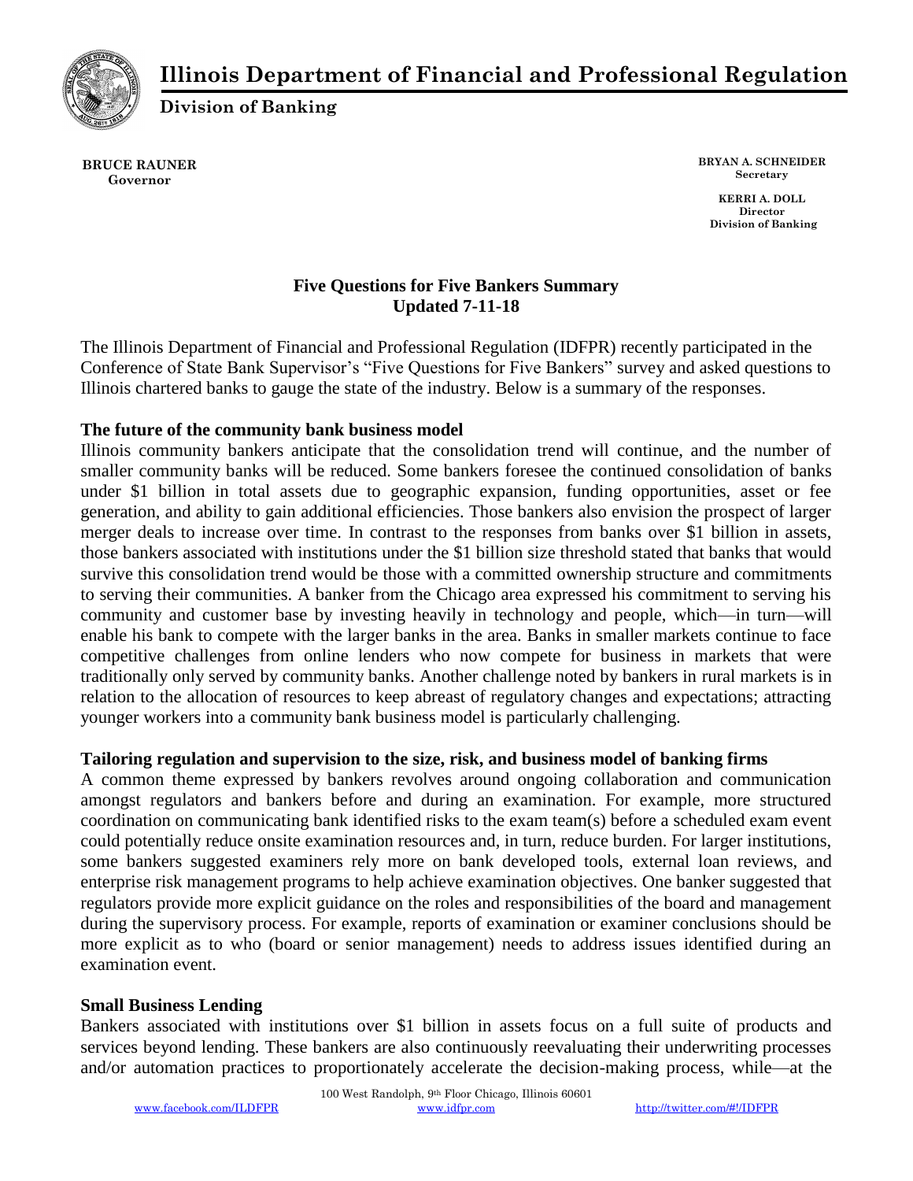# Illinois Department of Financial and Professional Regulation

**Division of Banking**

**BRUCE RAUNER**
**Governor**

**BRYAN A. SCHNEIDER**
**Secretary**

**KERRI A. DOLL**
**Director**
**Division of Banking**

## Five Questions for Five Bankers Summary
## Updated 7-11-18

The Illinois Department of Financial and Professional Regulation (IDFPR) recently participated in the Conference of State Bank Supervisor's "Five Questions for Five Bankers" survey and asked questions to Illinois chartered banks to gauge the state of the industry. Below is a summary of the responses.

### The future of the community bank business model

Illinois community bankers anticipate that the consolidation trend will continue, and the number of smaller community banks will be reduced. Some bankers foresee the continued consolidation of banks under $1 billion in total assets due to geographic expansion, funding opportunities, asset or fee generation, and ability to gain additional efficiencies. Those bankers also envision the prospect of larger merger deals to increase over time. In contrast to the responses from banks over $1 billion in assets, those bankers associated with institutions under the $1 billion size threshold stated that banks that would survive this consolidation trend would be those with a committed ownership structure and commitments to serving their communities. A banker from the Chicago area expressed his commitment to serving his community and customer base by investing heavily in technology and people, which—in turn—will enable his bank to compete with the larger banks in the area. Banks in smaller markets continue to face competitive challenges from online lenders who now compete for business in markets that were traditionally only served by community banks. Another challenge noted by bankers in rural markets is in relation to the allocation of resources to keep abreast of regulatory changes and expectations; attracting younger workers into a community bank business model is particularly challenging.

### Tailoring regulation and supervision to the size, risk, and business model of banking firms

A common theme expressed by bankers revolves around ongoing collaboration and communication amongst regulators and bankers before and during an examination. For example, more structured coordination on communicating bank identified risks to the exam team(s) before a scheduled exam event could potentially reduce onsite examination resources and, in turn, reduce burden. For larger institutions, some bankers suggested examiners rely more on bank developed tools, external loan reviews, and enterprise risk management programs to help achieve examination objectives. One banker suggested that regulators provide more explicit guidance on the roles and responsibilities of the board and management during the supervisory process. For example, reports of examination or examiner conclusions should be more explicit as to who (board or senior management) needs to address issues identified during an examination event.

### Small Business Lending

Bankers associated with institutions over $1 billion in assets focus on a full suite of products and services beyond lending. These bankers are also continuously reevaluating their underwriting processes and/or automation practices to proportionately accelerate the decision-making process, while—at the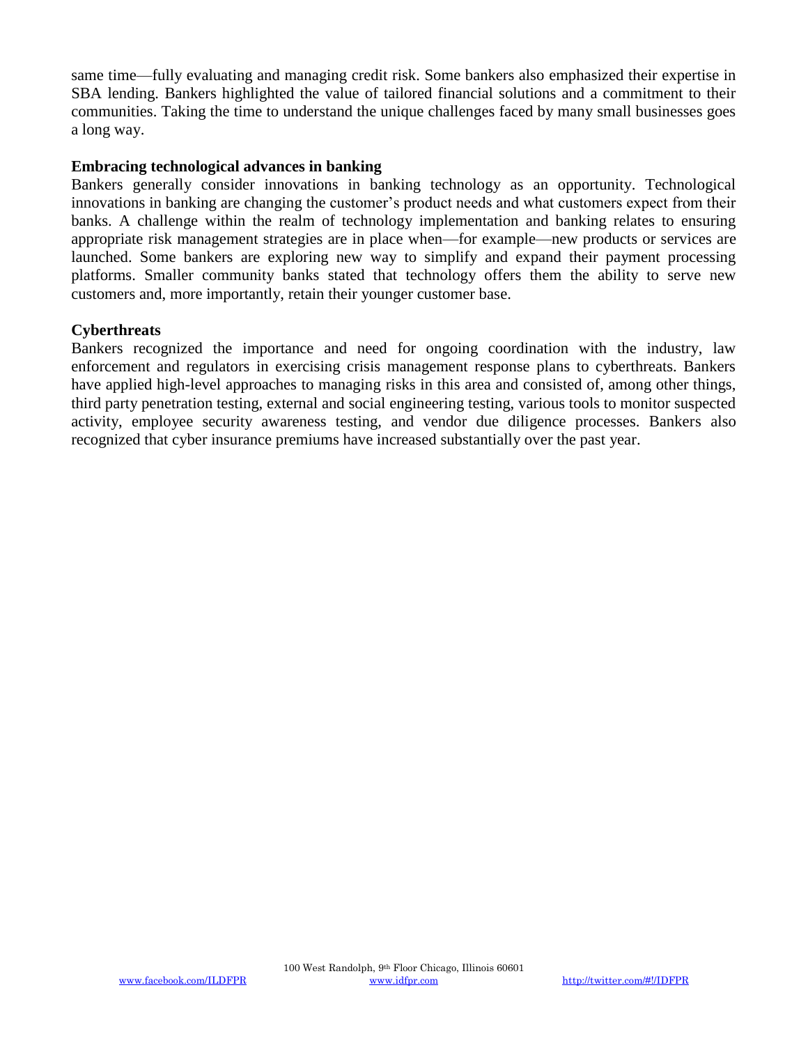same time—fully evaluating and managing credit risk. Some bankers also emphasized their expertise in SBA lending. Bankers highlighted the value of tailored financial solutions and a commitment to their communities. Taking the time to understand the unique challenges faced by many small businesses goes a long way.

**Embracing technological advances in banking**

Bankers generally consider innovations in banking technology as an opportunity. Technological innovations in banking are changing the customer's product needs and what customers expect from their banks. A challenge within the realm of technology implementation and banking relates to ensuring appropriate risk management strategies are in place when—for example—new products or services are launched. Some bankers are exploring new way to simplify and expand their payment processing platforms. Smaller community banks stated that technology offers them the ability to serve new customers and, more importantly, retain their younger customer base.

**Cyberthreats**

Bankers recognized the importance and need for ongoing coordination with the industry, law enforcement and regulators in exercising crisis management response plans to cyberthreats. Bankers have applied high-level approaches to managing risks in this area and consisted of, among other things, third party penetration testing, external and social engineering testing, various tools to monitor suspected activity, employee security awareness testing, and vendor due diligence processes. Bankers also recognized that cyber insurance premiums have increased substantially over the past year.